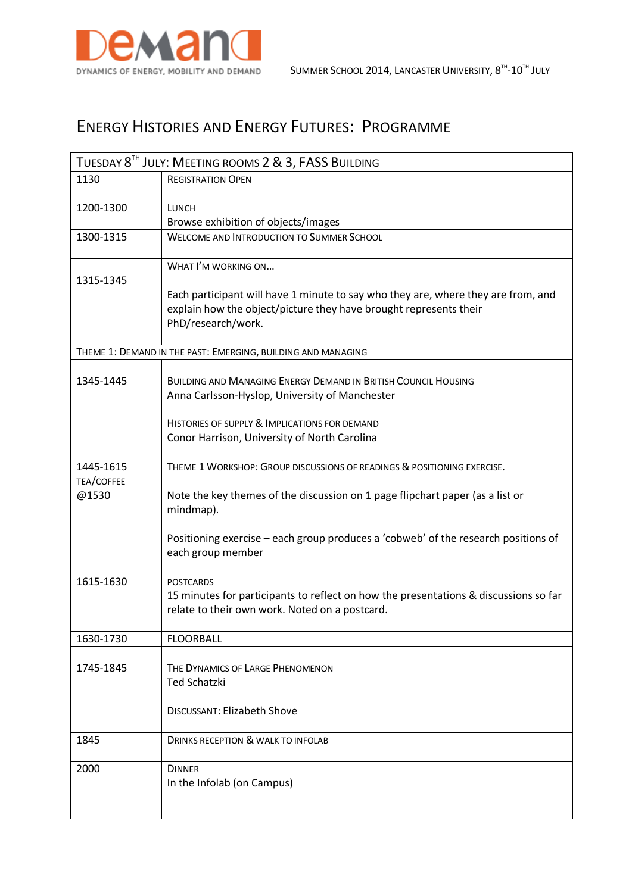DeMand
DYNAMICS OF ENERGY, MOBILITY AND DEMAND

SUMMER SCHOOL 2014, LANCASTER UNIVERSITY, 8TH-10TH JULY

# ENERGY HISTORIES AND ENERGY FUTURES: PROGRAMME

| TUESDAY 8TH JULY: MEETING ROOMS 2 & 3, FASS BUILDING | |
|---|---|
| 1130 | REGISTRATION OPEN |
| 1200-1300 | LUNCH<br>Browse exhibition of objects/images |
| 1300-1315 | WELCOME AND INTRODUCTION TO SUMMER SCHOOL |
| 1315-1345 | WHAT I'M WORKING ON…<br><br>Each participant will have 1 minute to say who they are, where they are from, and explain how the object/picture they have brought represents their PhD/research/work. |
| THEME 1: DEMAND IN THE PAST: EMERGING, BUILDING AND MANAGING | |
| 1345-1445 | BUILDING AND MANAGING ENERGY DEMAND IN BRITISH COUNCIL HOUSING<br>Anna Carlsson-Hyslop, University of Manchester<br><br>HISTORIES OF SUPPLY & IMPLICATIONS FOR DEMAND<br>Conor Harrison, University of North Carolina |
| 1445-1615<br>TEA/COFFEE<br>@1530 | THEME 1 WORKSHOP: GROUP DISCUSSIONS OF READINGS & POSITIONING EXERCISE.<br><br>Note the key themes of the discussion on 1 page flipchart paper (as a list or mindmap).<br><br>Positioning exercise – each group produces a 'cobweb' of the research positions of each group member |
| 1615-1630 | POSTCARDS<br>15 minutes for participants to reflect on how the presentations & discussions so far relate to their own work. Noted on a postcard. |
| 1630-1730 | FLOORBALL |
| 1745-1845 | THE DYNAMICS OF LARGE PHENOMENON<br>Ted Schatzki<br><br>DISCUSSANT: Elizabeth Shove |
| 1845 | DRINKS RECEPTION & WALK TO INFOLAB |
| 2000 | DINNER<br>In the Infolab (on Campus) |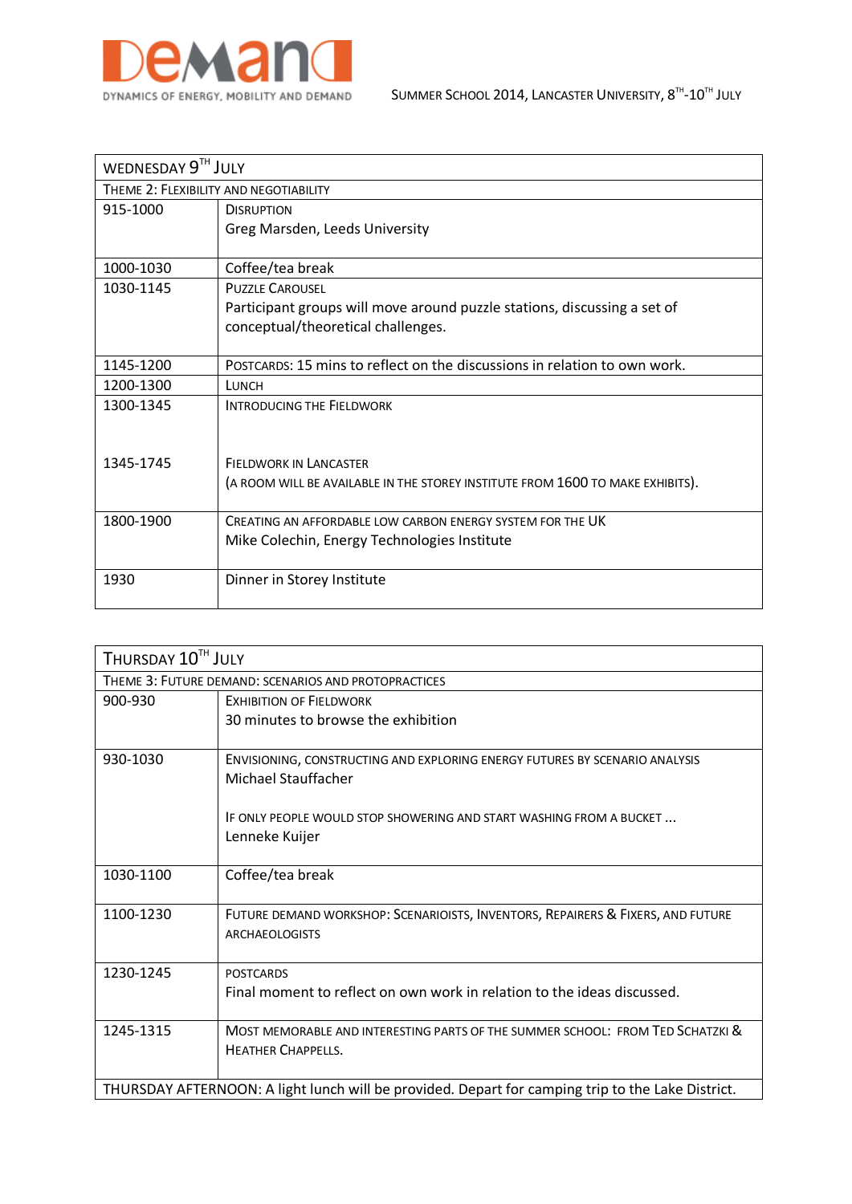Summer School 2014, Lancaster University, 8th-10th July

| Wednesday 9th July | |
|---|---|
| Theme 2: Flexibility and negotiability | |
| 915-1000 | Disruption<br>Greg Marsden, Leeds University |
| 1000-1030 | Coffee/tea break |
| 1030-1145 | Puzzle Carousel<br>Participant groups will move around puzzle stations, discussing a set of conceptual/theoretical challenges. |
| 1145-1200 | Postcards: 15 mins to reflect on the discussions in relation to own work. |
| 1200-1300 | Lunch |
| 1300-1345 | Introducing the Fieldwork |
| 1345-1745 | Fieldwork in Lancaster<br>(A room will be available in the Storey Institute from 1600 to make exhibits). |
| 1800-1900 | Creating an affordable low carbon energy system for the UK<br>Mike Colechin, Energy Technologies Institute |
| 1930 | Dinner in Storey Institute |

| Thursday 10th July | |
|---|---|
| Theme 3: Future demand: scenarios and protopractices | |
| 900-930 | Exhibition of Fieldwork<br>30 minutes to browse the exhibition |
| 930-1030 | Envisioning, constructing and exploring energy futures by scenario analysis<br>Michael Stauffacher<br><br>If only people would stop showering and start washing from a bucket ...<br>Lenneke Kuijer |
| 1030-1100 | Coffee/tea break |
| 1100-1230 | Future demand workshop: Scenarioists, Inventors, Repairers & Fixers, and future archaeologists |
| 1230-1245 | Postcards<br>Final moment to reflect on own work in relation to the ideas discussed. |
| 1245-1315 | Most memorable and interesting parts of the summer school: from Ted Schatzki & Heather Chappells. |
| THURSDAY AFTERNOON: A light lunch will be provided. Depart for camping trip to the Lake District. | |